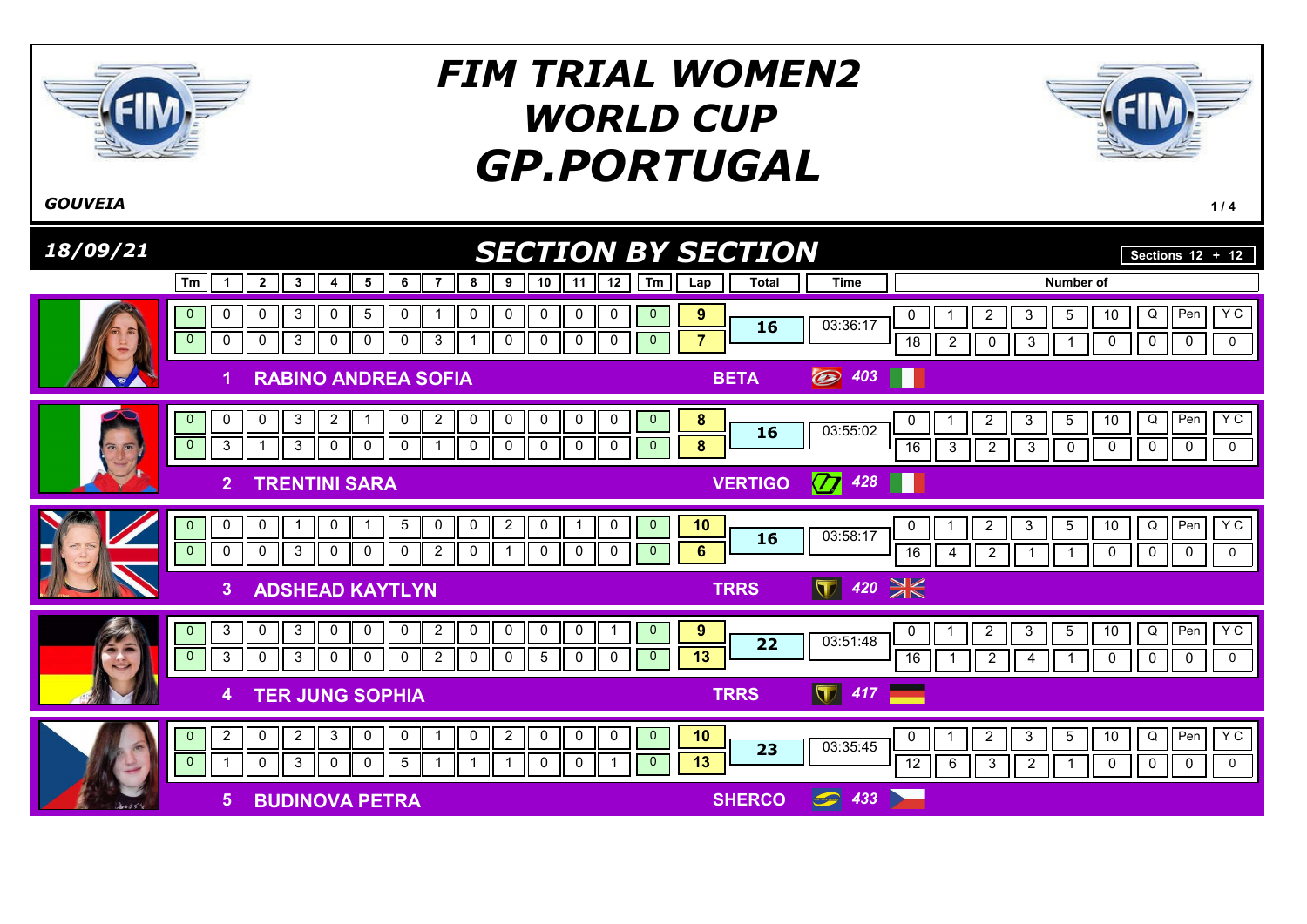# FIM TRIAL WOMEN2 WORLD CUP GP.PORTUGAL

*GOUVEIA*

*18/09/21*

## SECTION BY SECTION

Sections 12 + 12

| Pos | Rider | Lap | Tm | 1 | 2 | 3 | 4 | 5 | 6 | 7 | 8 | 9 | 10 | 11 | 12 | Tm | Lap | Total | Time | 0 | 1 | 2 | 3 | 5 | 10 | Q | Pen | Y C | Make | No. |
|---|---|---|---|---|---|---|---|---|---|---|---|---|---|---|---|---|---|---|---|---|---|---|---|---|---|---|---|---|---|---|
| 1 | RABINO ANDREA SOFIA | 1 | 0 | 0 | 0 | 3 | 0 | 5 | 0 | 1 | 0 | 0 | 0 | 0 | 0 | 0 | 9 | 16 | 03:36:17 | 18 | 2 | 0 | 3 | 1 | 0 | 0 | 0 | 0 | BETA | 403 |
| | | 2 | 0 | 0 | 0 | 3 | 0 | 0 | 0 | 3 | 1 | 0 | 0 | 0 | 0 | 0 | 7 | | | | | | | | | | | | | |
| 2 | TRENTINI SARA | 1 | 0 | 0 | 0 | 3 | 2 | 1 | 0 | 2 | 0 | 0 | 0 | 0 | 0 | 0 | 8 | 16 | 03:55:02 | 16 | 3 | 2 | 3 | 0 | 0 | 0 | 0 | 0 | VERTIGO | 428 |
| | | 2 | 0 | 3 | 1 | 3 | 0 | 0 | 0 | 1 | 0 | 0 | 0 | 0 | 0 | 0 | 8 | | | | | | | | | | | | | |
| 3 | ADSHEAD KAYTLYN | 1 | 0 | 0 | 0 | 1 | 0 | 1 | 5 | 0 | 0 | 2 | 0 | 1 | 0 | 0 | 10 | 16 | 03:58:17 | 16 | 4 | 2 | 1 | 1 | 0 | 0 | 0 | 0 | TRRS | 420 |
| | | 2 | 0 | 0 | 0 | 3 | 0 | 0 | 0 | 2 | 0 | 1 | 0 | 0 | 0 | 0 | 6 | | | | | | | | | | | | | |
| 4 | TER JUNG SOPHIA | 1 | 0 | 3 | 0 | 3 | 0 | 0 | 0 | 2 | 0 | 0 | 0 | 0 | 1 | 0 | 9 | 22 | 03:51:48 | 16 | 1 | 2 | 4 | 1 | 0 | 0 | 0 | 0 | TRRS | 417 |
| | | 2 | 0 | 3 | 0 | 3 | 0 | 0 | 0 | 2 | 0 | 0 | 5 | 0 | 0 | 0 | 13 | | | | | | | | | | | | | |
| 5 | BUDINOVA PETRA | 1 | 0 | 2 | 0 | 2 | 3 | 0 | 0 | 1 | 0 | 2 | 0 | 0 | 0 | 0 | 10 | 23 | 03:35:45 | 12 | 6 | 3 | 2 | 1 | 0 | 0 | 0 | 0 | SHERCO | 433 |
| | | 2 | 0 | 1 | 0 | 3 | 0 | 0 | 5 | 1 | 1 | 1 | 0 | 0 | 1 | 0 | 13 | | | | | | | | | | | | | |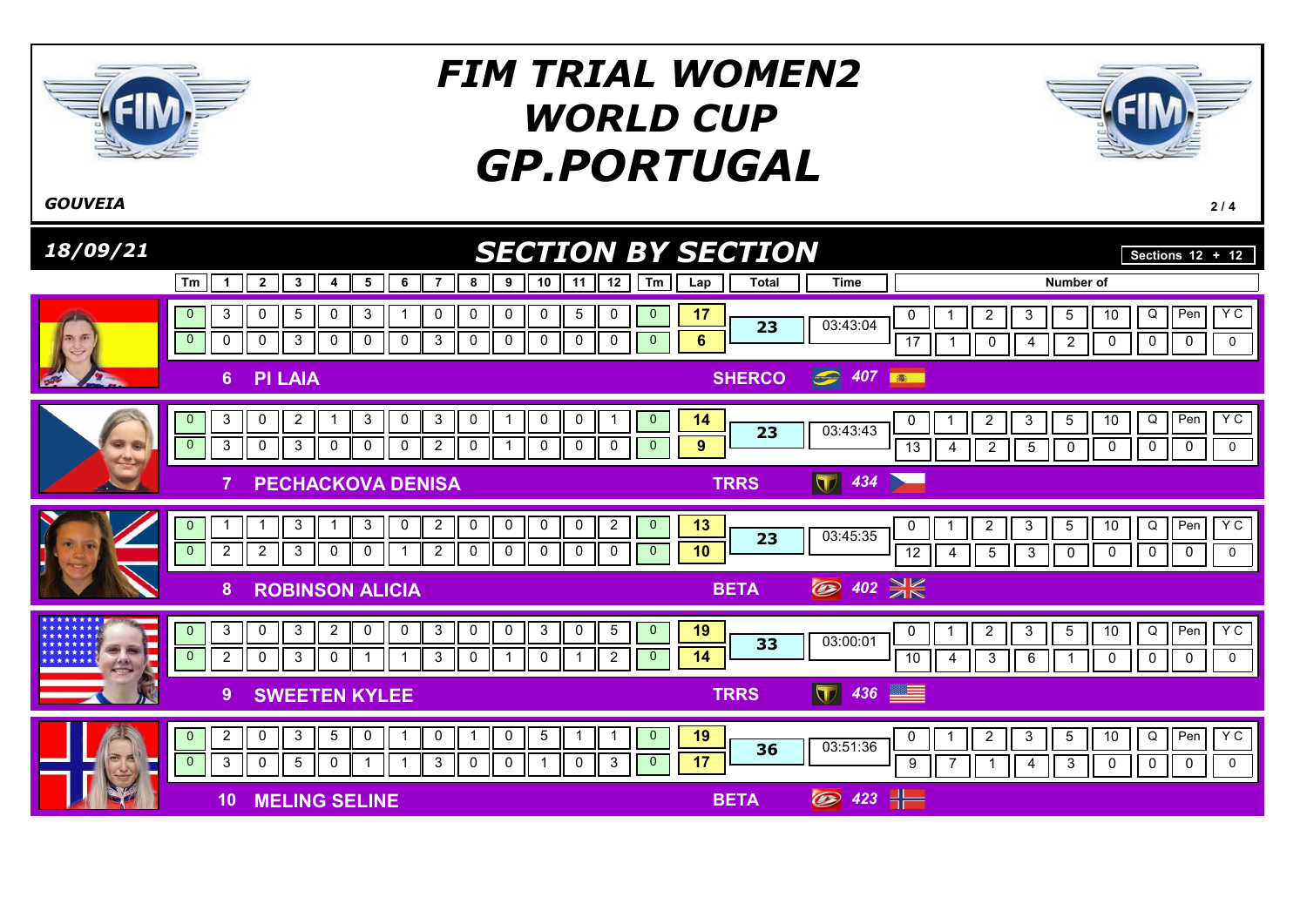# FIM TRIAL WOMEN2 WORLD CUP GP.PORTUGAL

*GOUVEIA*

*18/09/21*

## SECTION BY SECTION

Sections 12 + 12

| Rider | Lap | Tm | 1 | 2 | 3 | 4 | 5 | 6 | 7 | 8 | 9 | 10 | 11 | 12 | Tm | Lap | Total | Time |
|---|---|---|---|---|---|---|---|---|---|---|---|---|---|---|---|---|---|---|
| 6 PI LAIA – SHERCO 407 | 1 | 0 | 3 | 0 | 5 | 0 | 3 | 1 | 0 | 0 | 0 | 0 | 5 | 0 | 0 | 17 | 23 | 03:43:04 |
| | 2 | 0 | 0 | 0 | 3 | 0 | 0 | 0 | 3 | 0 | 0 | 0 | 0 | 0 | 0 | 6 | | |
| 7 PECHACKOVA DENISA – TRRS 434 | 1 | 0 | 3 | 0 | 2 | 1 | 3 | 0 | 3 | 0 | 1 | 0 | 0 | 1 | 0 | 14 | 23 | 03:43:43 |
| | 2 | 0 | 3 | 0 | 3 | 0 | 0 | 0 | 2 | 0 | 1 | 0 | 0 | 0 | 0 | 9 | | |
| 8 ROBINSON ALICIA – BETA 402 | 1 | 0 | 1 | 1 | 3 | 1 | 3 | 0 | 2 | 0 | 0 | 0 | 0 | 2 | 0 | 13 | 23 | 03:45:35 |
| | 2 | 0 | 2 | 2 | 3 | 0 | 0 | 1 | 2 | 0 | 0 | 0 | 0 | 0 | 0 | 10 | | |
| 9 SWEETEN KYLEE – TRRS 436 | 1 | 0 | 3 | 0 | 3 | 2 | 0 | 0 | 3 | 0 | 0 | 3 | 0 | 5 | 0 | 19 | 33 | 03:00:01 |
| | 2 | 0 | 2 | 0 | 3 | 0 | 1 | 1 | 3 | 0 | 1 | 0 | 1 | 2 | 0 | 14 | | |
| 10 MELING SELINE – BETA 423 | 1 | 0 | 2 | 0 | 3 | 5 | 0 | 1 | 0 | 1 | 0 | 5 | 1 | 1 | 0 | 19 | 36 | 03:51:36 |
| | 2 | 0 | 3 | 0 | 5 | 0 | 1 | 1 | 3 | 0 | 0 | 1 | 0 | 3 | 0 | 17 | | |

### Number of

| Rider | 0 | 1 | 2 | 3 | 5 | 10 | Q | Pen | Y C |
|---|---|---|---|---|---|---|---|---|---|
| 6 PI LAIA | 17 | 1 | 0 | 4 | 2 | 0 | 0 | 0 | 0 |
| 7 PECHACKOVA DENISA | 13 | 4 | 2 | 5 | 0 | 0 | 0 | 0 | 0 |
| 8 ROBINSON ALICIA | 12 | 4 | 5 | 3 | 0 | 0 | 0 | 0 | 0 |
| 9 SWEETEN KYLEE | 10 | 4 | 3 | 6 | 1 | 0 | 0 | 0 | 0 |
| 10 MELING SELINE | 9 | 7 | 1 | 4 | 3 | 0 | 0 | 0 | 0 |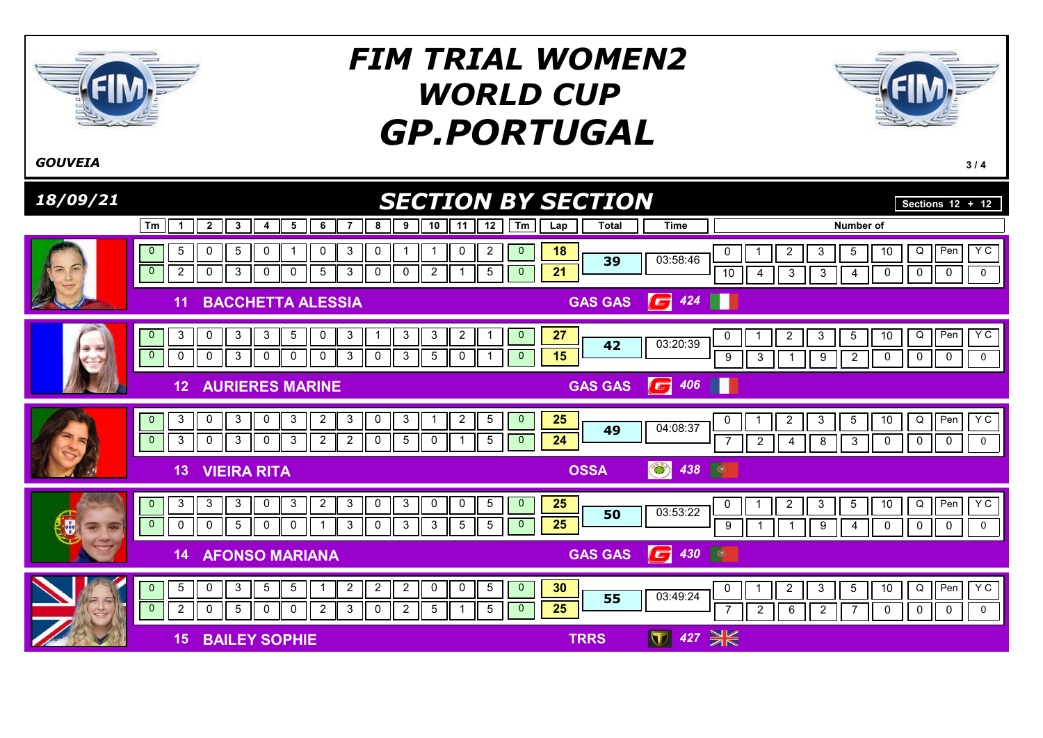# FIM TRIAL WOMEN2 WORLD CUP GP.PORTUGAL

*GOUVEIA*

*18/09/21*

## SECTION BY SECTION

Sections 12 + 12

| Rider | Tm | 1 | 2 | 3 | 4 | 5 | 6 | 7 | 8 | 9 | 10 | 11 | 12 | Tm | Lap | Total | Time |
|---|---|---|---|---|---|---|---|---|---|---|---|---|---|---|---|---|---|
| 11 BACCHETTA ALESSIA – GAS GAS 424 | 0 | 5 | 0 | 5 | 0 | 1 | 0 | 3 | 0 | 1 | 1 | 0 | 2 | 0 | 18 | 39 | 03:58:46 |
| | 0 | 2 | 0 | 3 | 0 | 0 | 5 | 3 | 0 | 0 | 2 | 1 | 5 | 0 | 21 | | |
| 12 AURIERES MARINE – GAS GAS 406 | 0 | 3 | 0 | 3 | 3 | 5 | 0 | 3 | 1 | 3 | 3 | 2 | 1 | 0 | 27 | 42 | 03:20:39 |
| | 0 | 0 | 0 | 3 | 0 | 0 | 0 | 3 | 0 | 3 | 5 | 0 | 1 | 0 | 15 | | |
| 13 VIEIRA RITA – OSSA 438 | 0 | 3 | 0 | 3 | 0 | 3 | 2 | 3 | 0 | 3 | 1 | 2 | 5 | 0 | 25 | 49 | 04:08:37 |
| | 0 | 3 | 0 | 3 | 0 | 3 | 2 | 2 | 0 | 5 | 0 | 1 | 5 | 0 | 24 | | |
| 14 AFONSO MARIANA – GAS GAS 430 | 0 | 3 | 3 | 3 | 0 | 3 | 2 | 3 | 0 | 3 | 0 | 0 | 5 | 0 | 25 | 50 | 03:53:22 |
| | 0 | 0 | 0 | 5 | 0 | 0 | 1 | 3 | 0 | 3 | 3 | 5 | 5 | 0 | 25 | | |
| 15 BAILEY SOPHIE – TRRS 427 | 0 | 5 | 0 | 3 | 5 | 5 | 1 | 2 | 2 | 2 | 0 | 0 | 5 | 0 | 30 | 55 | 03:49:24 |
| | 0 | 2 | 0 | 5 | 0 | 0 | 2 | 3 | 0 | 2 | 5 | 1 | 5 | 0 | 25 | | |

**Number of**

| Rider | 0 | 1 | 2 | 3 | 5 | 10 | Q | Pen | Y C |
|---|---|---|---|---|---|---|---|---|---|
| 11 BACCHETTA ALESSIA | 10 | 4 | 3 | 3 | 4 | 0 | 0 | 0 | 0 |
| 12 AURIERES MARINE | 9 | 3 | 1 | 9 | 2 | 0 | 0 | 0 | 0 |
| 13 VIEIRA RITA | 7 | 2 | 4 | 8 | 3 | 0 | 0 | 0 | 0 |
| 14 AFONSO MARIANA | 9 | 1 | 1 | 9 | 4 | 0 | 0 | 0 | 0 |
| 15 BAILEY SOPHIE | 7 | 2 | 6 | 2 | 7 | 0 | 0 | 0 | 0 |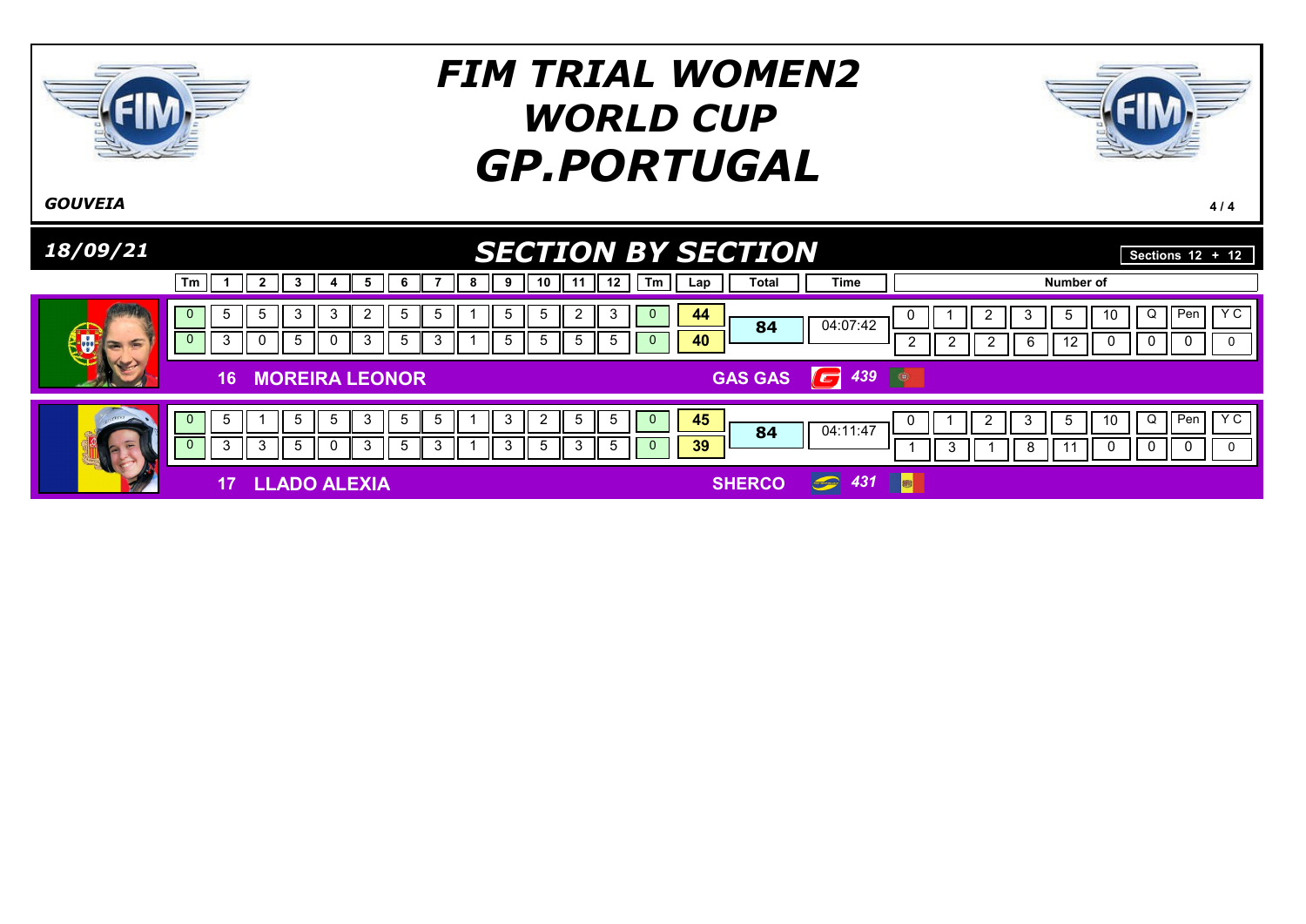# FIM TRIAL WOMEN2 WORLD CUP GP.PORTUGAL

*GOUVEIA*

*18/09/21*

## SECTION BY SECTION

Sections 12 + 12

| Rider | Tm | 1 | 2 | 3 | 4 | 5 | 6 | 7 | 8 | 9 | 10 | 11 | 12 | Tm | Lap | Total | Time | 0 | 1 | 2 | 3 | 5 | 10 | Q | Pen | Y C |
|---|---|---|---|---|---|---|---|---|---|---|---|---|---|---|---|---|---|---|---|---|---|---|---|---|---|---|
| 16 MOREIRA LEONOR – GAS GAS 439 | 0 | 5 | 5 | 3 | 3 | 2 | 5 | 5 | 1 | 5 | 5 | 2 | 3 | 0 | 44 | 84 | 04:07:42 | 2 | 2 | 2 | 6 | 12 | 0 | 0 | 0 | 0 |
| | 0 | 3 | 0 | 5 | 0 | 3 | 5 | 3 | 1 | 5 | 5 | 5 | 5 | 0 | 40 | | | | | | | | | | | |
| 17 LLADO ALEXIA – SHERCO 431 | 0 | 5 | 1 | 5 | 5 | 3 | 5 | 5 | 1 | 3 | 2 | 5 | 5 | 0 | 45 | 84 | 04:11:47 | 1 | 3 | 1 | 8 | 11 | 0 | 0 | 0 | 0 |
| | 0 | 3 | 3 | 5 | 0 | 3 | 5 | 3 | 1 | 3 | 5 | 3 | 5 | 0 | 39 | | | | | | | | | | | |